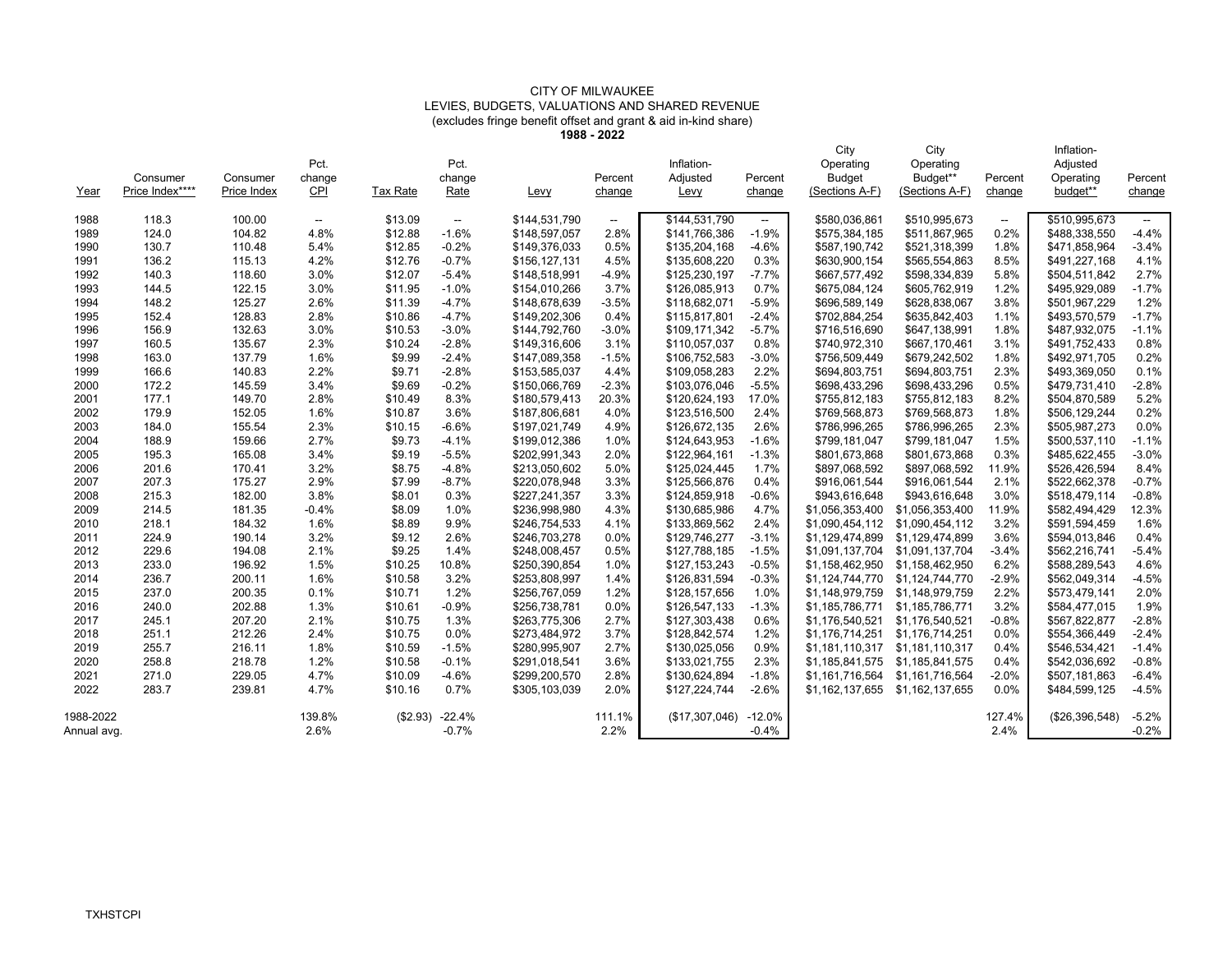# CITY OF MILWAUKEE

## LEVIES, BUDGETS, VALUATIONS AND SHARED REVENUE

(excludes fringe benefit offset and grant & aid in-kind share)

**1988 - 2022**

| Year | Consumer Price Index**** | Consumer Price Index | Pct. change CPI | Tax Rate | Pct. change Rate | Levy | Percent change | Inflation-Adjusted Levy | Percent change | City Operating Budget (Sections A-F) | City Operating Budget** (Sections A-F) | Percent change | Inflation-Adjusted Operating budget** | Percent change |
|---|---|---|---|---|---|---|---|---|---|---|---|---|---|---|
| 1988 | 118.3 | 100.00 | -- | $13.09 | -- | $144,531,790 | -- | $144,531,790 | -- | $580,036,861 | $510,995,673 | -- | $510,995,673 | -- |
| 1989 | 124.0 | 104.82 | 4.8% | $12.88 | -1.6% | $148,597,057 | 2.8% | $141,766,386 | -1.9% | $575,384,185 | $511,867,965 | 0.2% | $488,338,550 | -4.4% |
| 1990 | 130.7 | 110.48 | 5.4% | $12.85 | -0.2% | $149,376,033 | 0.5% | $135,204,168 | -4.6% | $587,190,742 | $521,318,399 | 1.8% | $471,858,964 | -3.4% |
| 1991 | 136.2 | 115.13 | 4.2% | $12.76 | -0.7% | $156,127,131 | 4.5% | $135,608,220 | 0.3% | $630,900,154 | $565,554,863 | 8.5% | $491,227,168 | 4.1% |
| 1992 | 140.3 | 118.60 | 3.0% | $12.07 | -5.4% | $148,518,991 | -4.9% | $125,230,197 | -7.7% | $667,577,492 | $598,334,839 | 5.8% | $504,511,842 | 2.7% |
| 1993 | 144.5 | 122.15 | 3.0% | $11.95 | -1.0% | $154,010,266 | 3.7% | $126,085,913 | 0.7% | $675,084,124 | $605,762,919 | 1.2% | $495,929,089 | -1.7% |
| 1994 | 148.2 | 125.27 | 2.6% | $11.39 | -4.7% | $148,678,639 | -3.5% | $118,682,071 | -5.9% | $696,589,149 | $628,838,067 | 3.8% | $501,967,229 | 1.2% |
| 1995 | 152.4 | 128.83 | 2.8% | $10.86 | -4.7% | $149,202,306 | 0.4% | $115,817,801 | -2.4% | $702,884,254 | $635,842,403 | 1.1% | $493,570,579 | -1.7% |
| 1996 | 156.9 | 132.63 | 3.0% | $10.53 | -3.0% | $144,792,760 | -3.0% | $109,171,342 | -5.7% | $716,516,690 | $647,138,991 | 1.8% | $487,932,075 | -1.1% |
| 1997 | 160.5 | 135.67 | 2.3% | $10.24 | -2.8% | $149,316,606 | 3.1% | $110,057,037 | 0.8% | $740,972,310 | $667,170,461 | 3.1% | $491,752,433 | 0.8% |
| 1998 | 163.0 | 137.79 | 1.6% | $9.99 | -2.4% | $147,089,358 | -1.5% | $106,752,583 | -3.0% | $756,509,449 | $679,242,502 | 1.8% | $492,971,705 | 0.2% |
| 1999 | 166.6 | 140.83 | 2.2% | $9.71 | -2.8% | $153,585,037 | 4.4% | $109,058,283 | 2.2% | $694,803,751 | $694,803,751 | 2.3% | $493,369,050 | 0.1% |
| 2000 | 172.2 | 145.59 | 3.4% | $9.69 | -0.2% | $150,066,769 | -2.3% | $103,076,046 | -5.5% | $698,433,296 | $698,433,296 | 0.5% | $479,731,410 | -2.8% |
| 2001 | 177.1 | 149.70 | 2.8% | $10.49 | 8.3% | $180,579,413 | 20.3% | $120,624,193 | 17.0% | $755,812,183 | $755,812,183 | 8.2% | $504,870,589 | 5.2% |
| 2002 | 179.9 | 152.05 | 1.6% | $10.87 | 3.6% | $187,806,681 | 4.0% | $123,516,500 | 2.4% | $769,568,873 | $769,568,873 | 1.8% | $506,129,244 | 0.2% |
| 2003 | 184.0 | 155.54 | 2.3% | $10.15 | -6.6% | $197,021,749 | 4.9% | $126,672,135 | 2.6% | $786,996,265 | $786,996,265 | 2.3% | $505,987,273 | 0.0% |
| 2004 | 188.9 | 159.66 | 2.7% | $9.73 | -4.1% | $199,012,386 | 1.0% | $124,643,953 | -1.6% | $799,181,047 | $799,181,047 | 1.5% | $500,537,110 | -1.1% |
| 2005 | 195.3 | 165.08 | 3.4% | $9.19 | -5.5% | $202,991,343 | 2.0% | $122,964,161 | -1.3% | $801,673,868 | $801,673,868 | 0.3% | $485,622,455 | -3.0% |
| 2006 | 201.6 | 170.41 | 3.2% | $8.75 | -4.8% | $213,050,602 | 5.0% | $125,024,445 | 1.7% | $897,068,592 | $897,068,592 | 11.9% | $526,426,594 | 8.4% |
| 2007 | 207.3 | 175.27 | 2.9% | $7.99 | -8.7% | $220,078,948 | 3.3% | $125,566,876 | 0.4% | $916,061,544 | $916,061,544 | 2.1% | $522,662,378 | -0.7% |
| 2008 | 215.3 | 182.00 | 3.8% | $8.01 | 0.3% | $227,241,357 | 3.3% | $124,859,918 | -0.6% | $943,616,648 | $943,616,648 | 3.0% | $518,479,114 | -0.8% |
| 2009 | 214.5 | 181.35 | -0.4% | $8.09 | 1.0% | $236,998,980 | 4.3% | $130,685,986 | 4.7% | $1,056,353,400 | $1,056,353,400 | 11.9% | $582,494,429 | 12.3% |
| 2010 | 218.1 | 184.32 | 1.6% | $8.89 | 9.9% | $246,754,533 | 4.1% | $133,869,562 | 2.4% | $1,090,454,112 | $1,090,454,112 | 3.2% | $591,594,459 | 1.6% |
| 2011 | 224.9 | 190.14 | 3.2% | $9.12 | 2.6% | $246,703,278 | 0.0% | $129,746,277 | -3.1% | $1,129,474,899 | $1,129,474,899 | 3.6% | $594,013,846 | 0.4% |
| 2012 | 229.6 | 194.08 | 2.1% | $9.25 | 1.4% | $248,008,457 | 0.5% | $127,788,185 | -1.5% | $1,091,137,704 | $1,091,137,704 | -3.4% | $562,216,741 | -5.4% |
| 2013 | 233.0 | 196.92 | 1.5% | $10.25 | 10.8% | $250,390,854 | 1.0% | $127,153,243 | -0.5% | $1,158,462,950 | $1,158,462,950 | 6.2% | $588,289,543 | 4.6% |
| 2014 | 236.7 | 200.11 | 1.6% | $10.58 | 3.2% | $253,808,997 | 1.4% | $126,831,594 | -0.3% | $1,124,744,770 | $1,124,744,770 | -2.9% | $562,049,314 | -4.5% |
| 2015 | 237.0 | 200.35 | 0.1% | $10.71 | 1.2% | $256,767,059 | 1.2% | $128,157,656 | 1.0% | $1,148,979,759 | $1,148,979,759 | 2.2% | $573,479,141 | 2.0% |
| 2016 | 240.0 | 202.88 | 1.3% | $10.61 | -0.9% | $256,738,781 | 0.0% | $126,547,133 | -1.3% | $1,185,786,771 | $1,185,786,771 | 3.2% | $584,477,015 | 1.9% |
| 2017 | 245.1 | 207.20 | 2.1% | $10.75 | 1.3% | $263,775,306 | 2.7% | $127,303,438 | 0.6% | $1,176,540,521 | $1,176,540,521 | -0.8% | $567,822,877 | -2.8% |
| 2018 | 251.1 | 212.26 | 2.4% | $10.75 | 0.0% | $273,484,972 | 3.7% | $128,842,574 | 1.2% | $1,176,714,251 | $1,176,714,251 | 0.0% | $554,366,449 | -2.4% |
| 2019 | 255.7 | 216.11 | 1.8% | $10.59 | -1.5% | $280,995,907 | 2.7% | $130,025,056 | 0.9% | $1,181,110,317 | $1,181,110,317 | 0.4% | $546,534,421 | -1.4% |
| 2020 | 258.8 | 218.78 | 1.2% | $10.58 | -0.1% | $291,018,541 | 3.6% | $133,021,755 | 2.3% | $1,185,841,575 | $1,185,841,575 | 0.4% | $542,036,692 | -0.8% |
| 2021 | 271.0 | 229.05 | 4.7% | $10.09 | -4.6% | $299,200,570 | 2.8% | $130,624,894 | -1.8% | $1,161,716,564 | $1,161,716,564 | -2.0% | $507,181,863 | -6.4% |
| 2022 | 283.7 | 239.81 | 4.7% | $10.16 | 0.7% | $305,103,039 | 2.0% | $127,224,744 | -2.6% | $1,162,137,655 | $1,162,137,655 | 0.0% | $484,599,125 | -4.5% |
| 1988-2022 | | | 139.8% | ($2.93) | -22.4% | | 111.1% | ($17,307,046) | -12.0% | | | 127.4% | ($26,396,548) | -5.2% |
| Annual avg. | | | 2.6% | | -0.7% | | 2.2% | | -0.4% | | | 2.4% | | -0.2% |

TXHSTCPI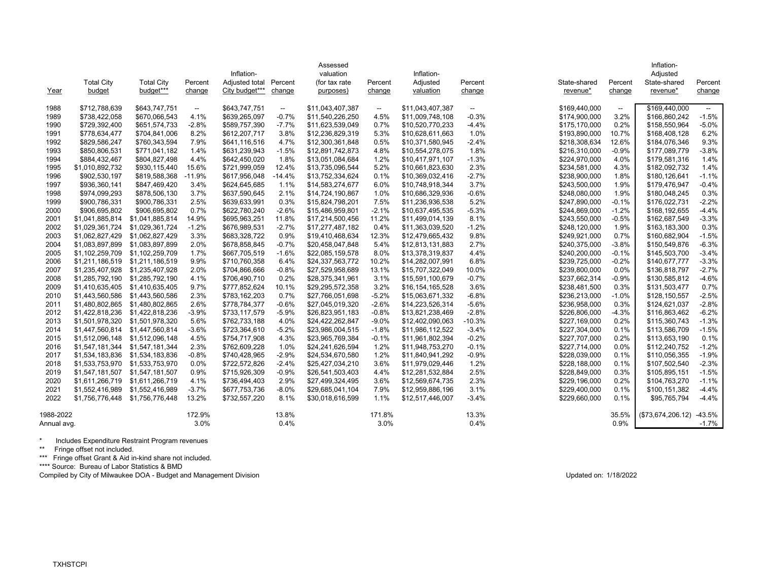| Year | Total City budget | Total City budget*** | Percent change | Inflation-Adjusted total City budget*** | Percent change | Assessed valuation (for tax rate purposes) | Percent change | Inflation-Adjusted valuation | Percent change | State-shared revenue* | Percent change | Inflation-Adjusted State-shared revenue* | Percent change |
|---|---|---|---|---|---|---|---|---|---|---|---|---|---|
| 1988 | $712,788,639 | $643,747,751 | -- | $643,747,751 | -- | $11,043,407,387 | -- | $11,043,407,387 | -- | $169,440,000 | -- | $169,440,000 | -- |
| 1989 | $738,422,058 | $670,066,543 | 4.1% | $639,265,097 | -0.7% | $11,540,226,250 | 4.5% | $11,009,748,108 | -0.3% | $174,900,000 | 3.2% | $166,860,242 | -1.5% |
| 1990 | $729,392,400 | $651,574,733 | -2.8% | $589,757,390 | -7.7% | $11,623,539,049 | 0.7% | $10,520,770,233 | -4.4% | $175,170,000 | 0.2% | $158,550,964 | -5.0% |
| 1991 | $778,634,477 | $704,841,006 | 8.2% | $612,207,717 | 3.8% | $12,236,829,319 | 5.3% | $10,628,611,663 | 1.0% | $193,890,000 | 10.7% | $168,408,128 | 6.2% |
| 1992 | $829,586,247 | $760,343,594 | 7.9% | $641,116,516 | 4.7% | $12,300,361,848 | 0.5% | $10,371,580,945 | -2.4% | $218,308,634 | 12.6% | $184,076,346 | 9.3% |
| 1993 | $850,806,531 | $771,041,182 | 1.4% | $631,239,943 | -1.5% | $12,891,742,873 | 4.8% | $10,554,278,075 | 1.8% | $216,310,000 | -0.9% | $177,089,779 | -3.8% |
| 1994 | $884,432,467 | $804,827,498 | 4.4% | $642,450,020 | 1.8% | $13,051,084,684 | 1.2% | $10,417,971,107 | -1.3% | $224,970,000 | 4.0% | $179,581,316 | 1.4% |
| 1995 | $1,010,892,732 | $930,115,440 | 15.6% | $721,999,059 | 12.4% | $13,735,096,544 | 5.2% | $10,661,823,630 | 2.3% | $234,581,000 | 4.3% | $182,092,732 | 1.4% |
| 1996 | $902,530,197 | $819,588,368 | -11.9% | $617,956,048 | -14.4% | $13,752,334,624 | 0.1% | $10,369,032,416 | -2.7% | $238,900,000 | 1.8% | $180,126,641 | -1.1% |
| 1997 | $936,360,141 | $847,469,420 | 3.4% | $624,645,685 | 1.1% | $14,583,274,677 | 6.0% | $10,748,918,344 | 3.7% | $243,500,000 | 1.9% | $179,476,947 | -0.4% |
| 1998 | $974,099,293 | $878,506,130 | 3.7% | $637,590,645 | 2.1% | $14,724,190,867 | 1.0% | $10,686,329,936 | -0.6% | $248,080,000 | 1.9% | $180,048,245 | 0.3% |
| 1999 | $900,786,331 | $900,786,331 | 2.5% | $639,633,991 | 0.3% | $15,824,798,201 | 7.5% | $11,236,936,538 | 5.2% | $247,890,000 | -0.1% | $176,022,731 | -2.2% |
| 2000 | $906,695,802 | $906,695,802 | 0.7% | $622,780,240 | -2.6% | $15,486,959,801 | -2.1% | $10,637,495,535 | -5.3% | $244,869,000 | -1.2% | $168,192,655 | -4.4% |
| 2001 | $1,041,885,814 | $1,041,885,814 | 14.9% | $695,963,251 | 11.8% | $17,214,500,456 | 11.2% | $11,499,014,139 | 8.1% | $243,550,000 | -0.5% | $162,687,549 | -3.3% |
| 2002 | $1,029,361,724 | $1,029,361,724 | -1.2% | $676,989,531 | -2.7% | $17,277,487,182 | 0.4% | $11,363,039,520 | -1.2% | $248,120,000 | 1.9% | $163,183,300 | 0.3% |
| 2003 | $1,062,827,429 | $1,062,827,429 | 3.3% | $683,328,722 | 0.9% | $19,410,468,634 | 12.3% | $12,479,665,432 | 9.8% | $249,921,000 | 0.7% | $160,682,904 | -1.5% |
| 2004 | $1,083,897,899 | $1,083,897,899 | 2.0% | $678,858,845 | -0.7% | $20,458,047,848 | 5.4% | $12,813,131,883 | 2.7% | $240,375,000 | -3.8% | $150,549,876 | -6.3% |
| 2005 | $1,102,259,709 | $1,102,259,709 | 1.7% | $667,705,519 | -1.6% | $22,085,159,578 | 8.0% | $13,378,319,837 | 4.4% | $240,200,000 | -0.1% | $145,503,700 | -3.4% |
| 2006 | $1,211,186,519 | $1,211,186,519 | 9.9% | $710,760,358 | 6.4% | $24,337,563,772 | 10.2% | $14,282,007,991 | 6.8% | $239,725,000 | -0.2% | $140,677,777 | -3.3% |
| 2007 | $1,235,407,928 | $1,235,407,928 | 2.0% | $704,866,666 | -0.8% | $27,529,958,689 | 13.1% | $15,707,322,049 | 10.0% | $239,800,000 | 0.0% | $136,818,797 | -2.7% |
| 2008 | $1,285,792,190 | $1,285,792,190 | 4.1% | $706,490,710 | 0.2% | $28,375,341,961 | 3.1% | $15,591,100,679 | -0.7% | $237,662,314 | -0.9% | $130,585,812 | -4.6% |
| 2009 | $1,410,635,405 | $1,410,635,405 | 9.7% | $777,852,624 | 10.1% | $29,295,572,358 | 3.2% | $16,154,165,528 | 3.6% | $238,481,500 | 0.3% | $131,503,477 | 0.7% |
| 2010 | $1,443,560,586 | $1,443,560,586 | 2.3% | $783,162,203 | 0.7% | $27,766,051,698 | -5.2% | $15,063,671,332 | -6.8% | $236,213,000 | -1.0% | $128,150,557 | -2.5% |
| 2011 | $1,480,802,865 | $1,480,802,865 | 2.6% | $778,784,377 | -0.6% | $27,045,019,320 | -2.6% | $14,223,526,314 | -5.6% | $236,958,000 | 0.3% | $124,621,037 | -2.8% |
| 2012 | $1,422,818,236 | $1,422,818,236 | -3.9% | $733,117,579 | -5.9% | $26,823,951,183 | -0.8% | $13,821,238,469 | -2.8% | $226,806,000 | -4.3% | $116,863,462 | -6.2% |
| 2013 | $1,501,978,320 | $1,501,978,320 | 5.6% | $762,733,188 | 4.0% | $24,422,262,847 | -9.0% | $12,402,090,063 | -10.3% | $227,169,000 | 0.2% | $115,360,743 | -1.3% |
| 2014 | $1,447,560,814 | $1,447,560,814 | -3.6% | $723,364,610 | -5.2% | $23,986,004,515 | -1.8% | $11,986,112,522 | -3.4% | $227,304,000 | 0.1% | $113,586,709 | -1.5% |
| 2015 | $1,512,096,148 | $1,512,096,148 | 4.5% | $754,717,908 | 4.3% | $23,965,769,384 | -0.1% | $11,961,802,394 | -0.2% | $227,707,000 | 0.2% | $113,653,190 | 0.1% |
| 2016 | $1,547,181,344 | $1,547,181,344 | 2.3% | $762,609,228 | 1.0% | $24,241,626,594 | 1.2% | $11,948,753,270 | -0.1% | $227,714,000 | 0.0% | $112,240,752 | -1.2% |
| 2017 | $1,534,183,836 | $1,534,183,836 | -0.8% | $740,428,965 | -2.9% | $24,534,670,580 | 1.2% | $11,840,941,292 | -0.9% | $228,039,000 | 0.1% | $110,056,355 | -1.9% |
| 2018 | $1,533,753,970 | $1,533,753,970 | 0.0% | $722,572,826 | -2.4% | $25,427,034,210 | 3.6% | $11,979,029,446 | 1.2% | $228,188,000 | 0.1% | $107,502,540 | -2.3% |
| 2019 | $1,547,181,507 | $1,547,181,507 | 0.9% | $715,926,309 | -0.9% | $26,541,503,403 | 4.4% | $12,281,532,884 | 2.5% | $228,849,000 | 0.3% | $105,895,151 | -1.5% |
| 2020 | $1,611,266,719 | $1,611,266,719 | 4.1% | $736,494,403 | 2.9% | $27,499,324,495 | 3.6% | $12,569,674,735 | 2.3% | $229,196,000 | 0.2% | $104,763,270 | -1.1% |
| 2021 | $1,552,416,989 | $1,552,416,989 | -3.7% | $677,753,736 | -8.0% | $29,685,041,104 | 7.9% | $12,959,886,196 | 3.1% | $229,400,000 | 0.1% | $100,151,382 | -4.4% |
| 2022 | $1,756,776,448 | $1,756,776,448 | 13.2% | $732,557,220 | 8.1% | $30,018,616,599 | 1.1% | $12,517,446,007 | -3.4% | $229,660,000 | 0.1% | $95,765,794 | -4.4% |
| 1988-2022 | | | 172.9% | | 13.8% | | 171.8% | | 13.3% | | 35.5% | ($73,674,206.12) | -43.5% |
| Annual avg. | | | 3.0% | | 0.4% | | 3.0% | | 0.4% | | 0.9% | | -1.7% |

\* Includes Expenditure Restraint Program revenues

\*\* Fringe offset not included.

\*\*\* Fringe offset Grant & Aid in-kind share not included.

\*\*\*\* Source: Bureau of Labor Statistics & BMD

Compiled by City of Milwaukee DOA - Budget and Management Division

Updated on: 1/18/2022

TXHSTCPI